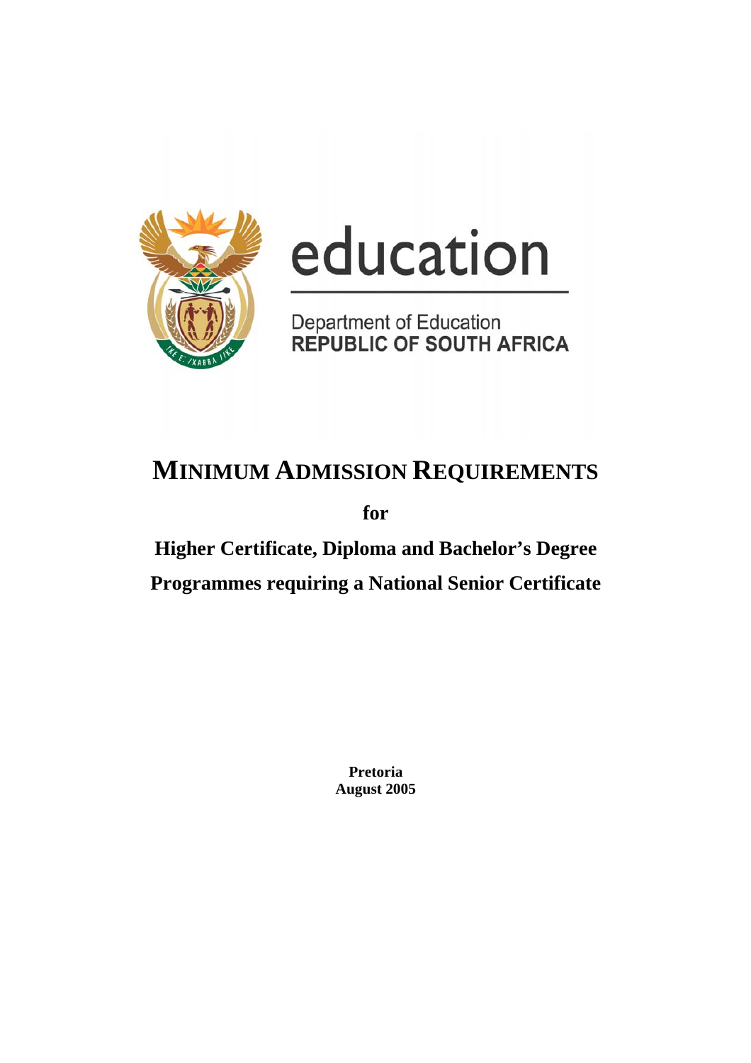education

Department of Education
REPUBLIC OF SOUTH AFRICA

# MINIMUM ADMISSION REQUIREMENTS

**for**

## Higher Certificate, Diploma and Bachelor's Degree Programmes requiring a National Senior Certificate

**Pretoria**
**August 2005**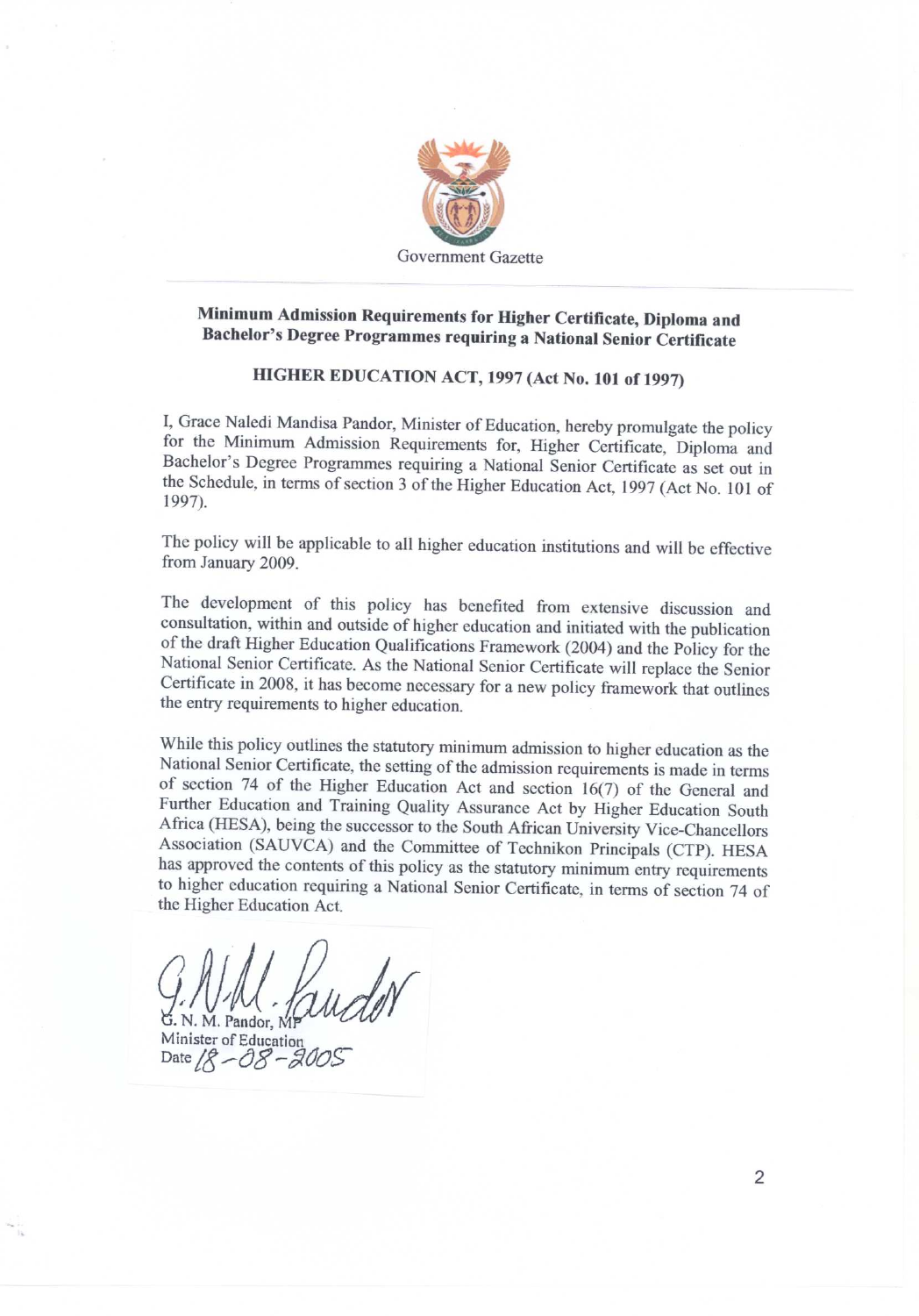Government Gazette

**Minimum Admission Requirements for Higher Certificate, Diploma and Bachelor's Degree Programmes requiring a National Senior Certificate**

**HIGHER EDUCATION ACT, 1997 (Act No. 101 of 1997)**

I, Grace Naledi Mandisa Pandor, Minister of Education, hereby promulgate the policy for the Minimum Admission Requirements for, Higher Certificate, Diploma and Bachelor's Degree Programmes requiring a National Senior Certificate as set out in the Schedule, in terms of section 3 of the Higher Education Act, 1997 (Act No. 101 of 1997).

The policy will be applicable to all higher education institutions and will be effective from January 2009.

The development of this policy has benefited from extensive discussion and consultation, within and outside of higher education and initiated with the publication of the draft Higher Education Qualifications Framework (2004) and the Policy for the National Senior Certificate. As the National Senior Certificate will replace the Senior Certificate in 2008, it has become necessary for a new policy framework that outlines the entry requirements to higher education.

While this policy outlines the statutory minimum admission to higher education as the National Senior Certificate, the setting of the admission requirements is made in terms of section 74 of the Higher Education Act and section 16(7) of the General and Further Education and Training Quality Assurance Act by Higher Education South Africa (HESA), being the successor to the South African University Vice-Chancellors Association (SAUVCA) and the Committee of Technikon Principals (CTP). HESA has approved the contents of this policy as the statutory minimum entry requirements to higher education requiring a National Senior Certificate, in terms of section 74 of the Higher Education Act.

G. N. M. Pandor, MP
Minister of Education
Date 18-08-2005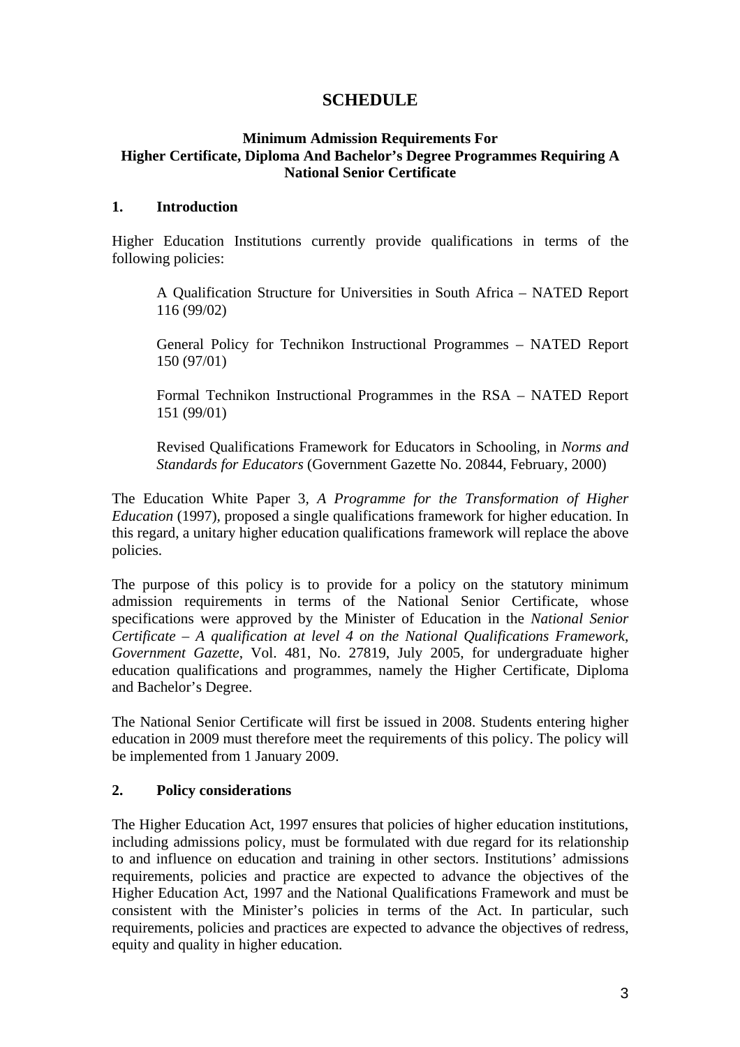# SCHEDULE

**Minimum Admission Requirements For Higher Certificate, Diploma And Bachelor's Degree Programmes Requiring A National Senior Certificate**

## 1. Introduction

Higher Education Institutions currently provide qualifications in terms of the following policies:

> A Qualification Structure for Universities in South Africa – NATED Report 116 (99/02)
>
> General Policy for Technikon Instructional Programmes – NATED Report 150 (97/01)
>
> Formal Technikon Instructional Programmes in the RSA – NATED Report 151 (99/01)
>
> Revised Qualifications Framework for Educators in Schooling, in *Norms and Standards for Educators* (Government Gazette No. 20844, February, 2000)

The Education White Paper 3, *A Programme for the Transformation of Higher Education* (1997), proposed a single qualifications framework for higher education. In this regard, a unitary higher education qualifications framework will replace the above policies.

The purpose of this policy is to provide for a policy on the statutory minimum admission requirements in terms of the National Senior Certificate, whose specifications were approved by the Minister of Education in the *National Senior Certificate – A qualification at level 4 on the National Qualifications Framework*, *Government Gazette*, Vol. 481, No. 27819, July 2005, for undergraduate higher education qualifications and programmes, namely the Higher Certificate, Diploma and Bachelor's Degree.

The National Senior Certificate will first be issued in 2008. Students entering higher education in 2009 must therefore meet the requirements of this policy. The policy will be implemented from 1 January 2009.

## 2. Policy considerations

The Higher Education Act, 1997 ensures that policies of higher education institutions, including admissions policy, must be formulated with due regard for its relationship to and influence on education and training in other sectors. Institutions' admissions requirements, policies and practice are expected to advance the objectives of the Higher Education Act, 1997 and the National Qualifications Framework and must be consistent with the Minister's policies in terms of the Act. In particular, such requirements, policies and practices are expected to advance the objectives of redress, equity and quality in higher education.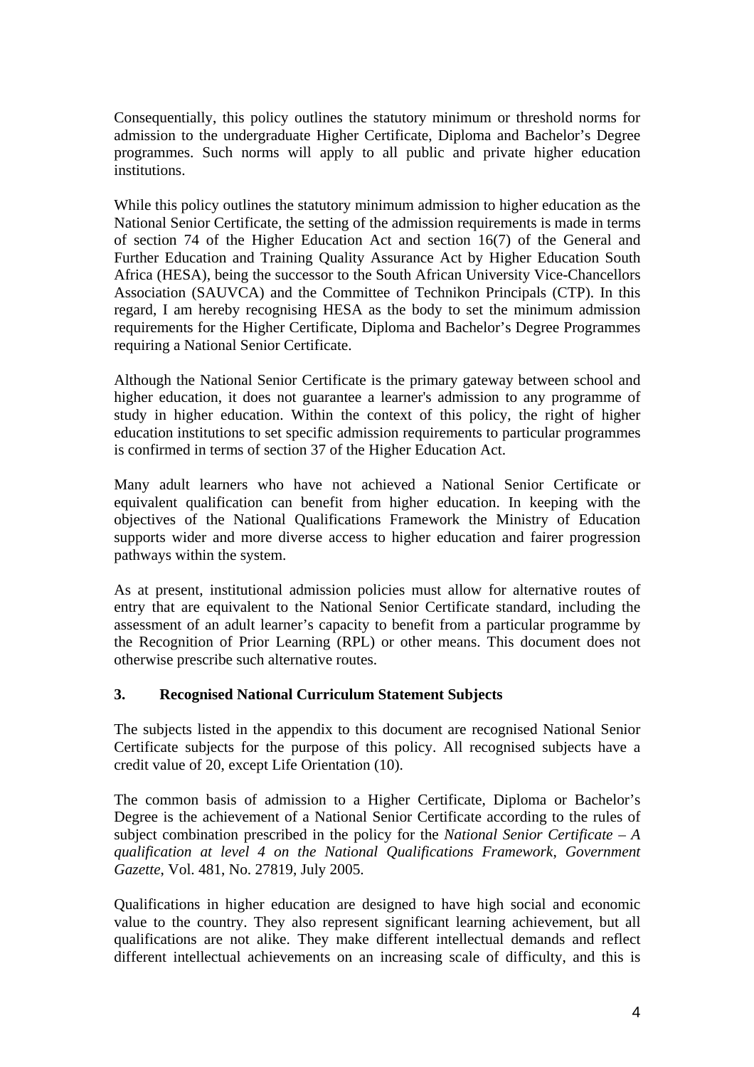Consequentially, this policy outlines the statutory minimum or threshold norms for admission to the undergraduate Higher Certificate, Diploma and Bachelor's Degree programmes. Such norms will apply to all public and private higher education institutions.

While this policy outlines the statutory minimum admission to higher education as the National Senior Certificate, the setting of the admission requirements is made in terms of section 74 of the Higher Education Act and section 16(7) of the General and Further Education and Training Quality Assurance Act by Higher Education South Africa (HESA), being the successor to the South African University Vice-Chancellors Association (SAUVCA) and the Committee of Technikon Principals (CTP). In this regard, I am hereby recognising HESA as the body to set the minimum admission requirements for the Higher Certificate, Diploma and Bachelor's Degree Programmes requiring a National Senior Certificate.

Although the National Senior Certificate is the primary gateway between school and higher education, it does not guarantee a learner's admission to any programme of study in higher education. Within the context of this policy, the right of higher education institutions to set specific admission requirements to particular programmes is confirmed in terms of section 37 of the Higher Education Act.

Many adult learners who have not achieved a National Senior Certificate or equivalent qualification can benefit from higher education. In keeping with the objectives of the National Qualifications Framework the Ministry of Education supports wider and more diverse access to higher education and fairer progression pathways within the system.

As at present, institutional admission policies must allow for alternative routes of entry that are equivalent to the National Senior Certificate standard, including the assessment of an adult learner's capacity to benefit from a particular programme by the Recognition of Prior Learning (RPL) or other means. This document does not otherwise prescribe such alternative routes.

### 3. Recognised National Curriculum Statement Subjects

The subjects listed in the appendix to this document are recognised National Senior Certificate subjects for the purpose of this policy. All recognised subjects have a credit value of 20, except Life Orientation (10).

The common basis of admission to a Higher Certificate, Diploma or Bachelor's Degree is the achievement of a National Senior Certificate according to the rules of subject combination prescribed in the policy for the *National Senior Certificate – A qualification at level 4 on the National Qualifications Framework*, *Government Gazette*, Vol. 481, No. 27819, July 2005.

Qualifications in higher education are designed to have high social and economic value to the country. They also represent significant learning achievement, but all qualifications are not alike. They make different intellectual demands and reflect different intellectual achievements on an increasing scale of difficulty, and this is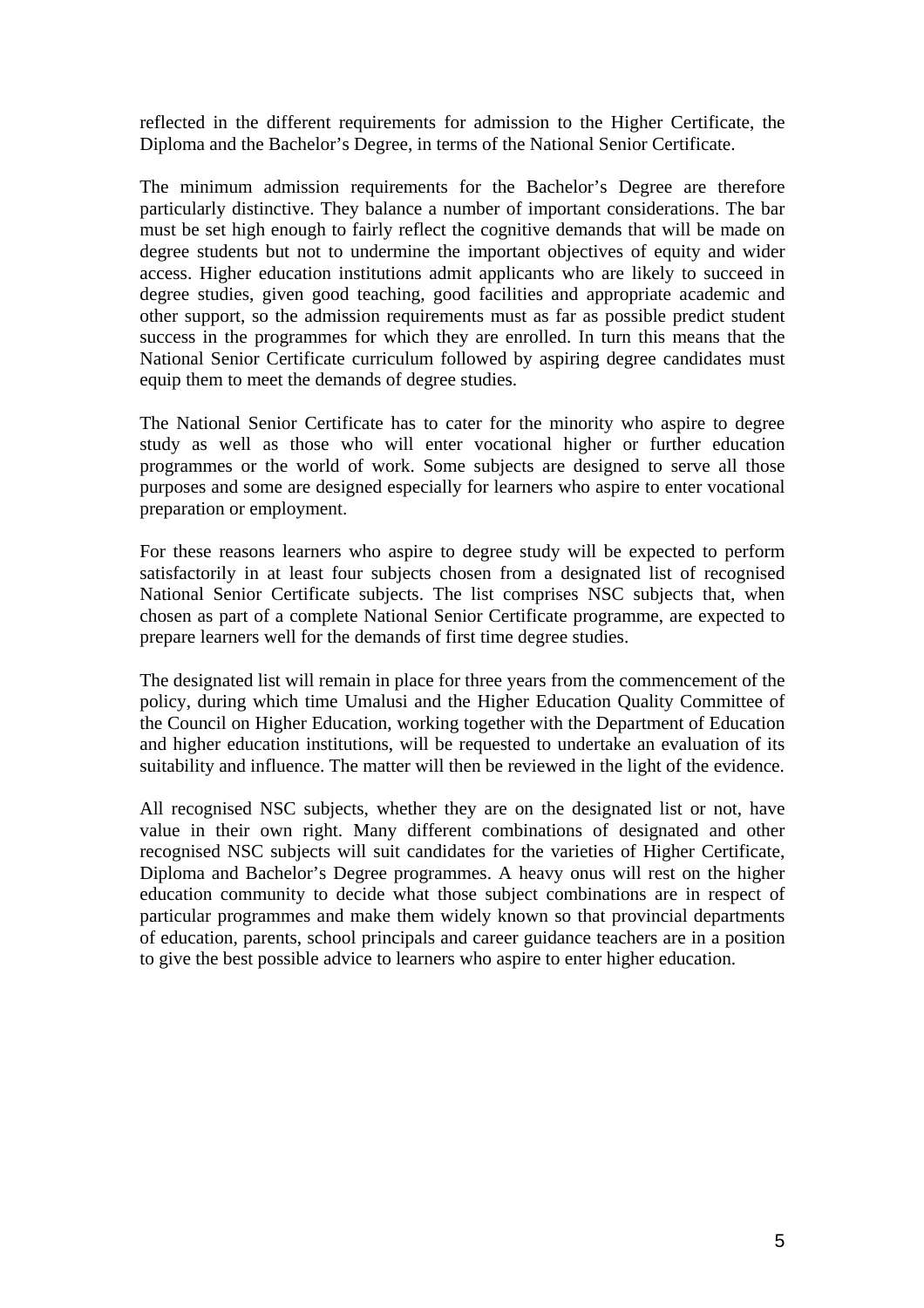reflected in the different requirements for admission to the Higher Certificate, the Diploma and the Bachelor's Degree, in terms of the National Senior Certificate.

The minimum admission requirements for the Bachelor's Degree are therefore particularly distinctive. They balance a number of important considerations. The bar must be set high enough to fairly reflect the cognitive demands that will be made on degree students but not to undermine the important objectives of equity and wider access. Higher education institutions admit applicants who are likely to succeed in degree studies, given good teaching, good facilities and appropriate academic and other support, so the admission requirements must as far as possible predict student success in the programmes for which they are enrolled. In turn this means that the National Senior Certificate curriculum followed by aspiring degree candidates must equip them to meet the demands of degree studies.

The National Senior Certificate has to cater for the minority who aspire to degree study as well as those who will enter vocational higher or further education programmes or the world of work. Some subjects are designed to serve all those purposes and some are designed especially for learners who aspire to enter vocational preparation or employment.

For these reasons learners who aspire to degree study will be expected to perform satisfactorily in at least four subjects chosen from a designated list of recognised National Senior Certificate subjects. The list comprises NSC subjects that, when chosen as part of a complete National Senior Certificate programme, are expected to prepare learners well for the demands of first time degree studies.

The designated list will remain in place for three years from the commencement of the policy, during which time Umalusi and the Higher Education Quality Committee of the Council on Higher Education, working together with the Department of Education and higher education institutions, will be requested to undertake an evaluation of its suitability and influence. The matter will then be reviewed in the light of the evidence.

All recognised NSC subjects, whether they are on the designated list or not, have value in their own right. Many different combinations of designated and other recognised NSC subjects will suit candidates for the varieties of Higher Certificate, Diploma and Bachelor's Degree programmes. A heavy onus will rest on the higher education community to decide what those subject combinations are in respect of particular programmes and make them widely known so that provincial departments of education, parents, school principals and career guidance teachers are in a position to give the best possible advice to learners who aspire to enter higher education.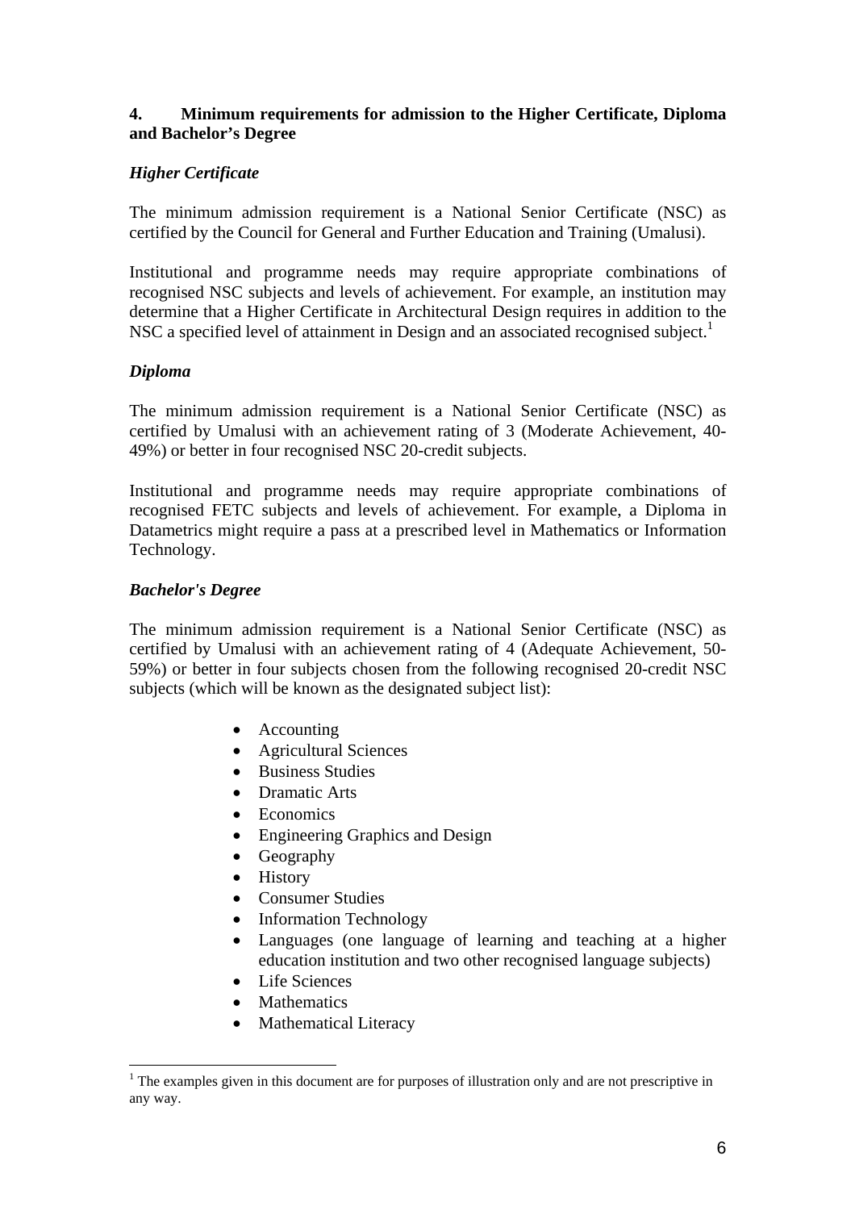## 4. Minimum requirements for admission to the Higher Certificate, Diploma and Bachelor's Degree

### *Higher Certificate*

The minimum admission requirement is a National Senior Certificate (NSC) as certified by the Council for General and Further Education and Training (Umalusi).

Institutional and programme needs may require appropriate combinations of recognised NSC subjects and levels of achievement. For example, an institution may determine that a Higher Certificate in Architectural Design requires in addition to the NSC a specified level of attainment in Design and an associated recognised subject.[1]

### *Diploma*

The minimum admission requirement is a National Senior Certificate (NSC) as certified by Umalusi with an achievement rating of 3 (Moderate Achievement, 40-49%) or better in four recognised NSC 20-credit subjects.

Institutional and programme needs may require appropriate combinations of recognised FETC subjects and levels of achievement. For example, a Diploma in Datametrics might require a pass at a prescribed level in Mathematics or Information Technology.

### *Bachelor's Degree*

The minimum admission requirement is a National Senior Certificate (NSC) as certified by Umalusi with an achievement rating of 4 (Adequate Achievement, 50-59%) or better in four subjects chosen from the following recognised 20-credit NSC subjects (which will be known as the designated subject list):

- Accounting
- Agricultural Sciences
- Business Studies
- Dramatic Arts
- Economics
- Engineering Graphics and Design
- Geography
- History
- Consumer Studies
- Information Technology
- Languages (one language of learning and teaching at a higher education institution and two other recognised language subjects)
- Life Sciences
- Mathematics
- Mathematical Literacy

---

[1] The examples given in this document are for purposes of illustration only and are not prescriptive in any way.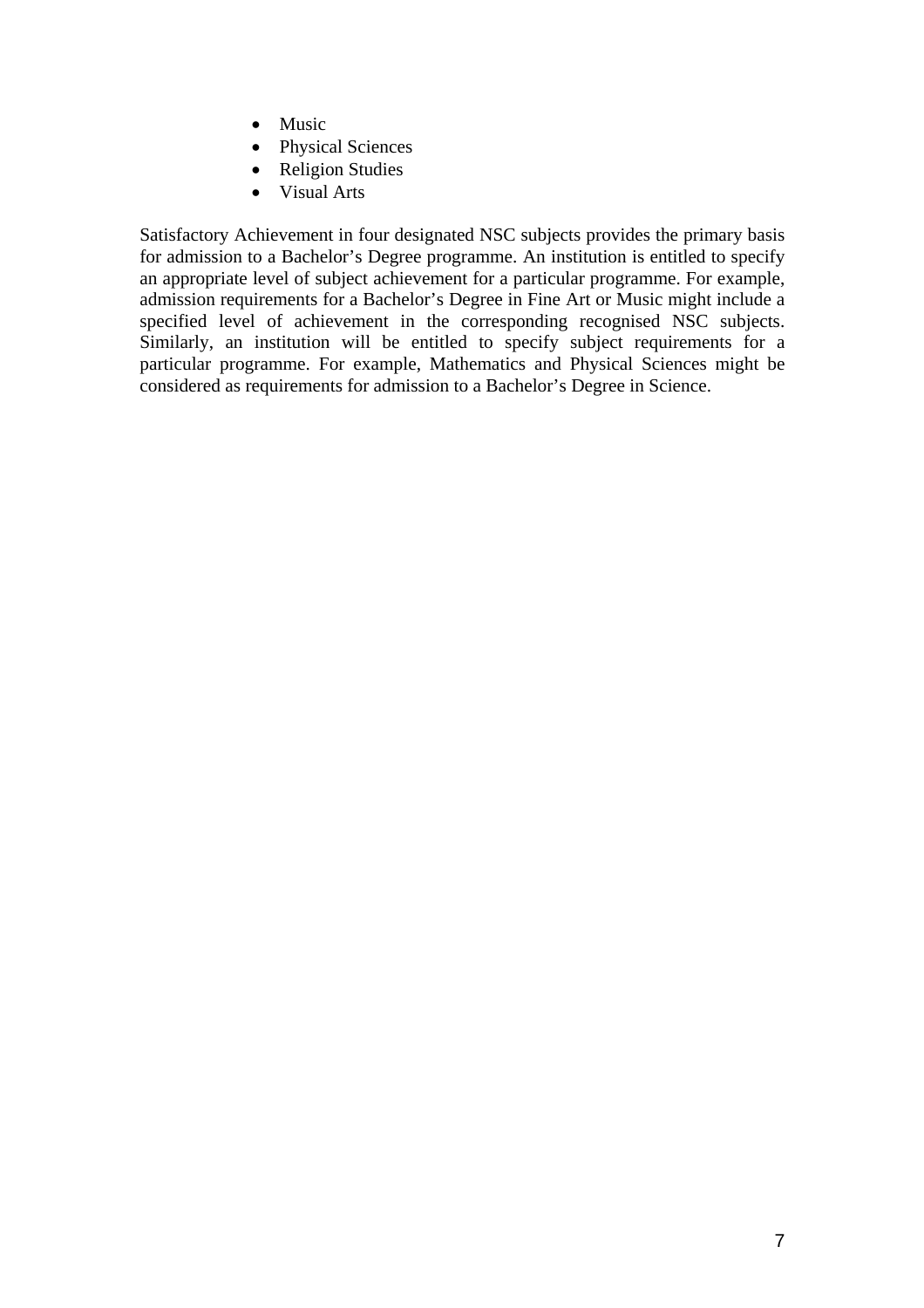- Music
- Physical Sciences
- Religion Studies
- Visual Arts

Satisfactory Achievement in four designated NSC subjects provides the primary basis for admission to a Bachelor's Degree programme. An institution is entitled to specify an appropriate level of subject achievement for a particular programme. For example, admission requirements for a Bachelor's Degree in Fine Art or Music might include a specified level of achievement in the corresponding recognised NSC subjects. Similarly, an institution will be entitled to specify subject requirements for a particular programme. For example, Mathematics and Physical Sciences might be considered as requirements for admission to a Bachelor's Degree in Science.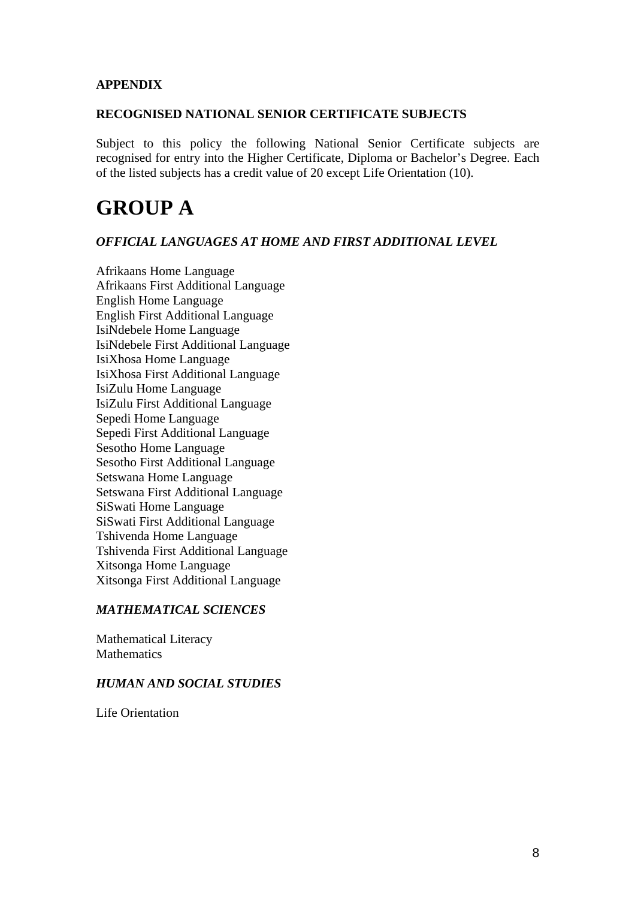**APPENDIX**

**RECOGNISED NATIONAL SENIOR CERTIFICATE SUBJECTS**

Subject to this policy the following National Senior Certificate subjects are recognised for entry into the Higher Certificate, Diploma or Bachelor's Degree. Each of the listed subjects has a credit value of 20 except Life Orientation (10).

# GROUP A

***OFFICIAL LANGUAGES AT HOME AND FIRST ADDITIONAL LEVEL***

Afrikaans Home Language
Afrikaans First Additional Language
English Home Language
English First Additional Language
IsiNdebele Home Language
IsiNdebele First Additional Language
IsiXhosa Home Language
IsiXhosa First Additional Language
IsiZulu Home Language
IsiZulu First Additional Language
Sepedi Home Language
Sepedi First Additional Language
Sesotho Home Language
Sesotho First Additional Language
Setswana Home Language
Setswana First Additional Language
SiSwati Home Language
SiSwati First Additional Language
Tshivenda Home Language
Tshivenda First Additional Language
Xitsonga Home Language
Xitsonga First Additional Language

***MATHEMATICAL SCIENCES***

Mathematical Literacy
Mathematics

***HUMAN AND SOCIAL STUDIES***

Life Orientation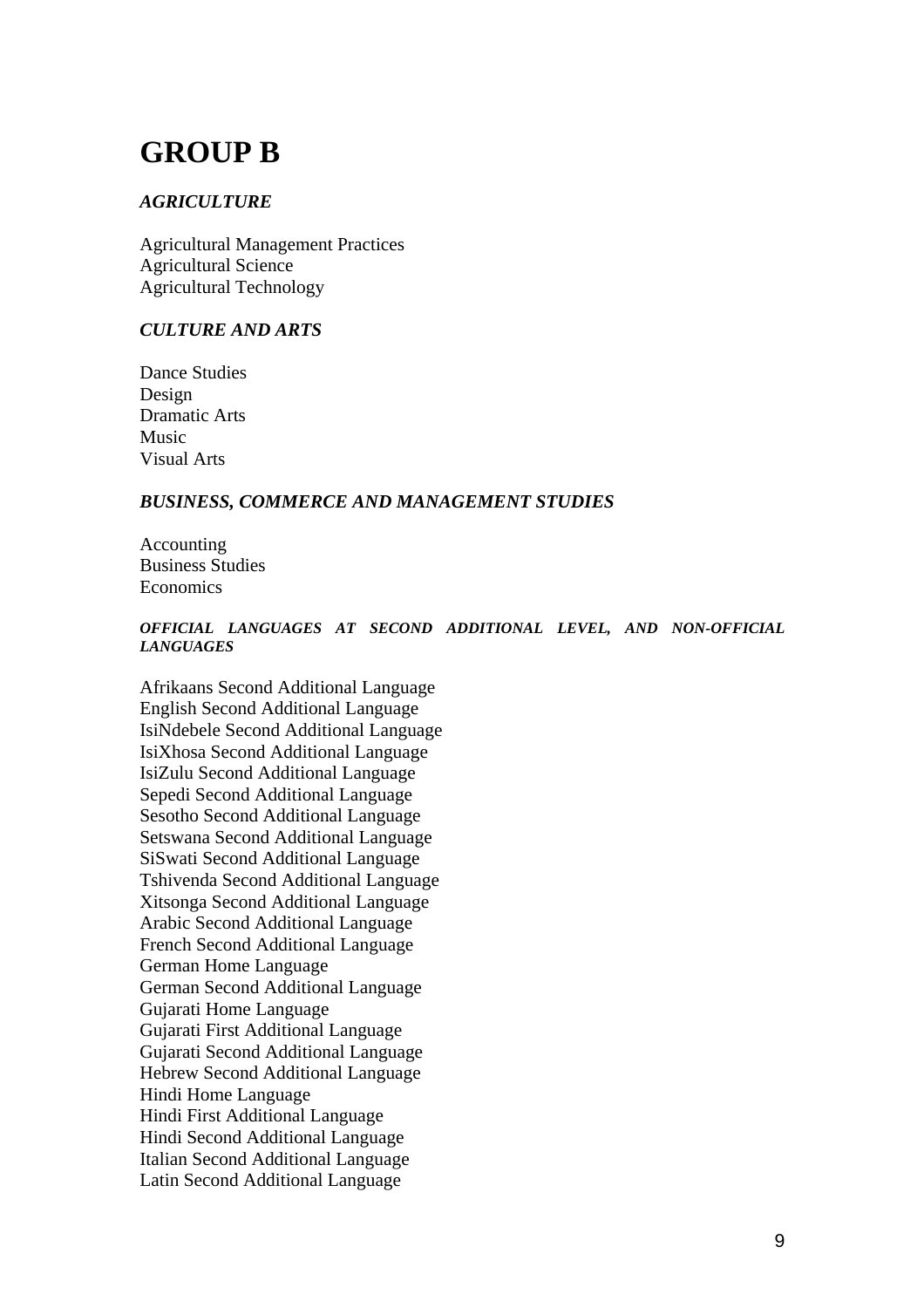# GROUP B

***AGRICULTURE***

Agricultural Management Practices
Agricultural Science
Agricultural Technology

***CULTURE AND ARTS***

Dance Studies
Design
Dramatic Arts
Music
Visual Arts

***BUSINESS, COMMERCE AND MANAGEMENT STUDIES***

Accounting
Business Studies
Economics

***OFFICIAL LANGUAGES AT SECOND ADDITIONAL LEVEL, AND NON-OFFICIAL LANGUAGES***

Afrikaans Second Additional Language
English Second Additional Language
IsiNdebele Second Additional Language
IsiXhosa Second Additional Language
IsiZulu Second Additional Language
Sepedi Second Additional Language
Sesotho Second Additional Language
Setswana Second Additional Language
SiSwati Second Additional Language
Tshivenda Second Additional Language
Xitsonga Second Additional Language
Arabic Second Additional Language
French Second Additional Language
German Home Language
German Second Additional Language
Gujarati Home Language
Gujarati First Additional Language
Gujarati Second Additional Language
Hebrew Second Additional Language
Hindi Home Language
Hindi First Additional Language
Hindi Second Additional Language
Italian Second Additional Language
Latin Second Additional Language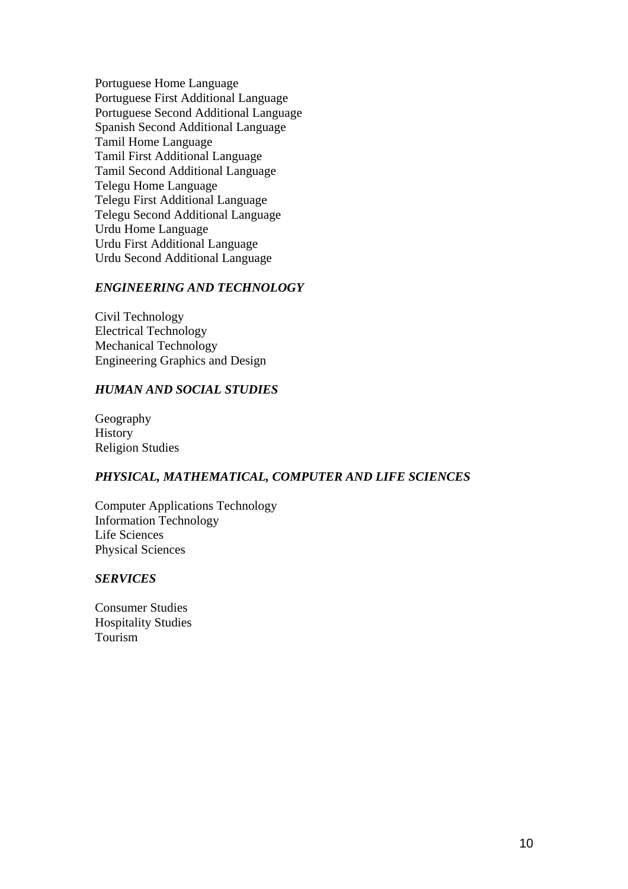Portuguese Home Language
Portuguese First Additional Language
Portuguese Second Additional Language
Spanish Second Additional Language
Tamil Home Language
Tamil First Additional Language
Tamil Second Additional Language
Telegu Home Language
Telegu First Additional Language
Telegu Second Additional Language
Urdu Home Language
Urdu First Additional Language
Urdu Second Additional Language

***ENGINEERING AND TECHNOLOGY***

Civil Technology
Electrical Technology
Mechanical Technology
Engineering Graphics and Design

***HUMAN AND SOCIAL STUDIES***

Geography
History
Religion Studies

***PHYSICAL, MATHEMATICAL, COMPUTER AND LIFE SCIENCES***

Computer Applications Technology
Information Technology
Life Sciences
Physical Sciences

***SERVICES***

Consumer Studies
Hospitality Studies
Tourism